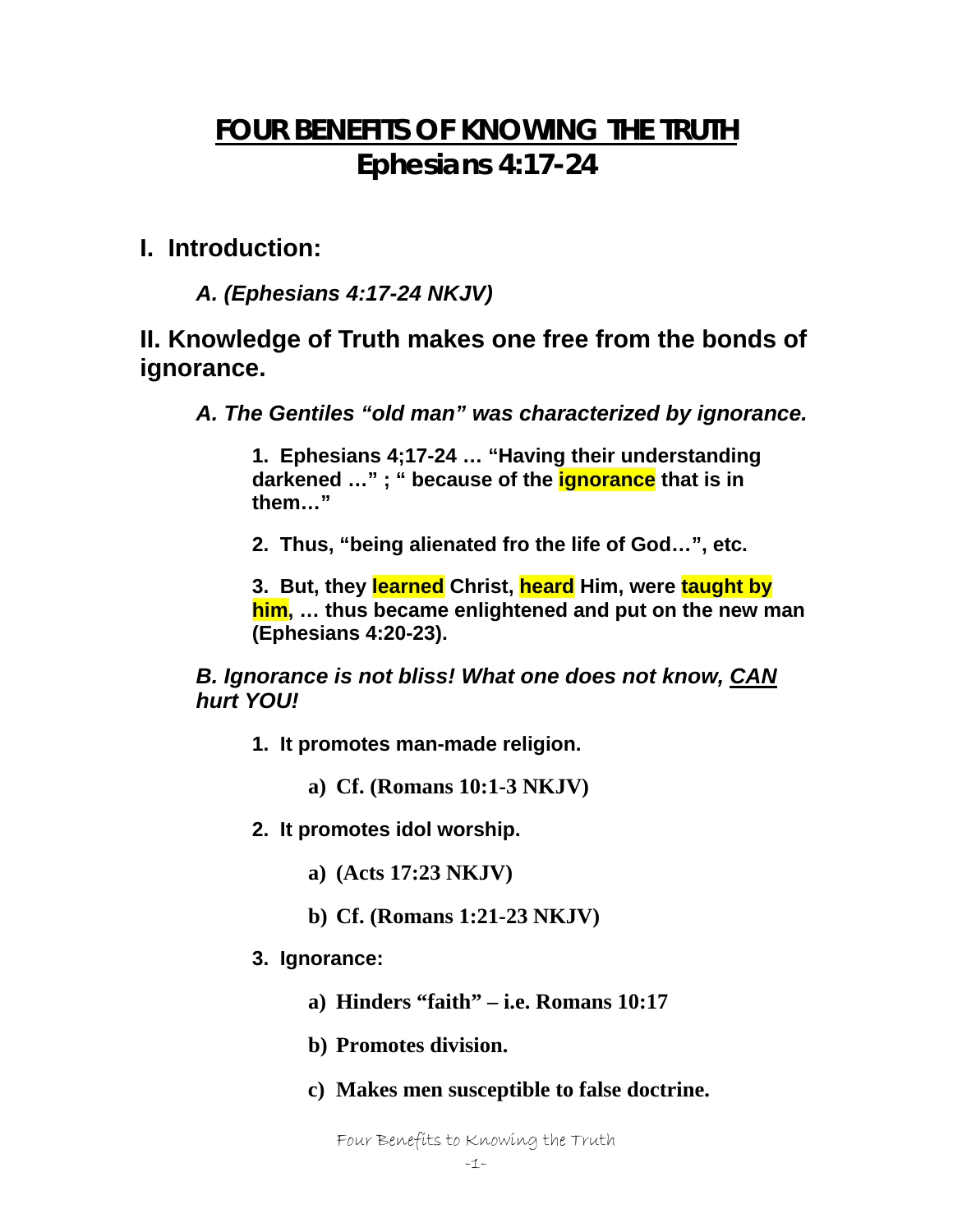# FOUR BENEFITS OF KNOWING THE TRUTH
# Ephesians 4:17-24

## I. Introduction:

*A. (Ephesians 4:17-24 NKJV)*

## II. Knowledge of Truth makes one free from the bonds of ignorance.

***A. The Gentiles "old man" was characterized by ignorance.***

**1. Ephesians 4;17-24 … "Having their understanding darkened …" ; " because of the ignorance that is in them…"**

**2. Thus, "being alienated fro the life of God…", etc.**

**3. But, they learned Christ, heard Him, were taught by him, … thus became enlightened and put on the new man (Ephesians 4:20-23).**

***B. Ignorance is not bliss! What one does not know, CAN hurt YOU!***

**1. It promotes man-made religion.**

**a) Cf. (Romans 10:1-3 NKJV)**

**2. It promotes idol worship.**

**a) (Acts 17:23 NKJV)**

**b) Cf. (Romans 1:21-23 NKJV)**

**3. Ignorance:**

**a) Hinders "faith" – i.e. Romans 10:17**

**b) Promotes division.**

**c) Makes men susceptible to false doctrine.**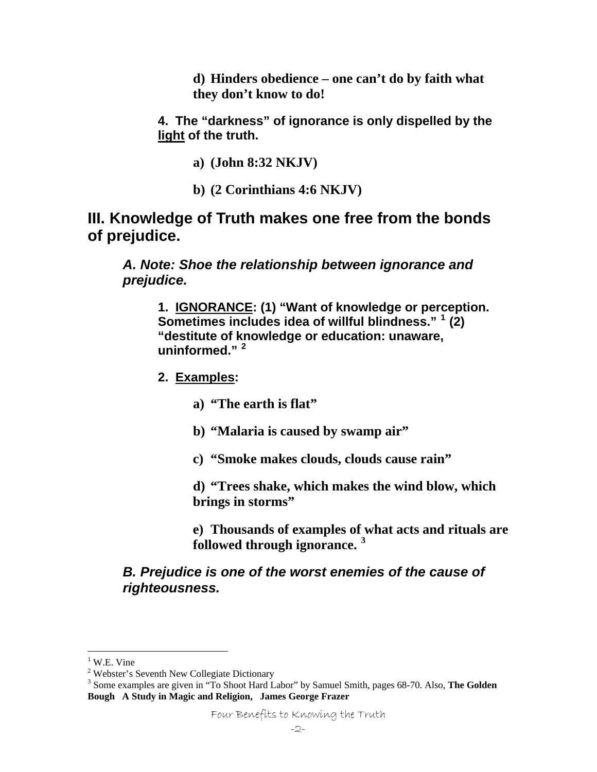**d) Hinders obedience – one can't do by faith what they don't know to do!**

**4. The "darkness" of ignorance is only dispelled by the <u>light</u> of the truth.**

**a) (John 8:32 NKJV)**

**b) (2 Corinthians 4:6 NKJV)**

## III. Knowledge of Truth makes one free from the bonds of prejudice.

***A. Note: Shoe the relationship between ignorance and prejudice.***

**1. <u>IGNORANCE</u>: (1) "Want of knowledge or perception. Sometimes includes idea of willful blindness."** [1] **(2) "destitute of knowledge or education: unaware, uninformed."** [2]

**2. <u>Examples</u>:**

**a) "The earth is flat"**

**b) "Malaria is caused by swamp air"**

**c) "Smoke makes clouds, clouds cause rain"**

**d) "Trees shake, which makes the wind blow, which brings in storms"**

**e) Thousands of examples of what acts and rituals are followed through ignorance.** [3]

***B. Prejudice is one of the worst enemies of the cause of righteousness.***

---

[1] W.E. Vine

[2] Webster's Seventh New Collegiate Dictionary

[3] Some examples are given in "To Shoot Hard Labor" by Samuel Smith, pages 68-70. Also, **The Golden Bough A Study in Magic and Religion, James George Frazer**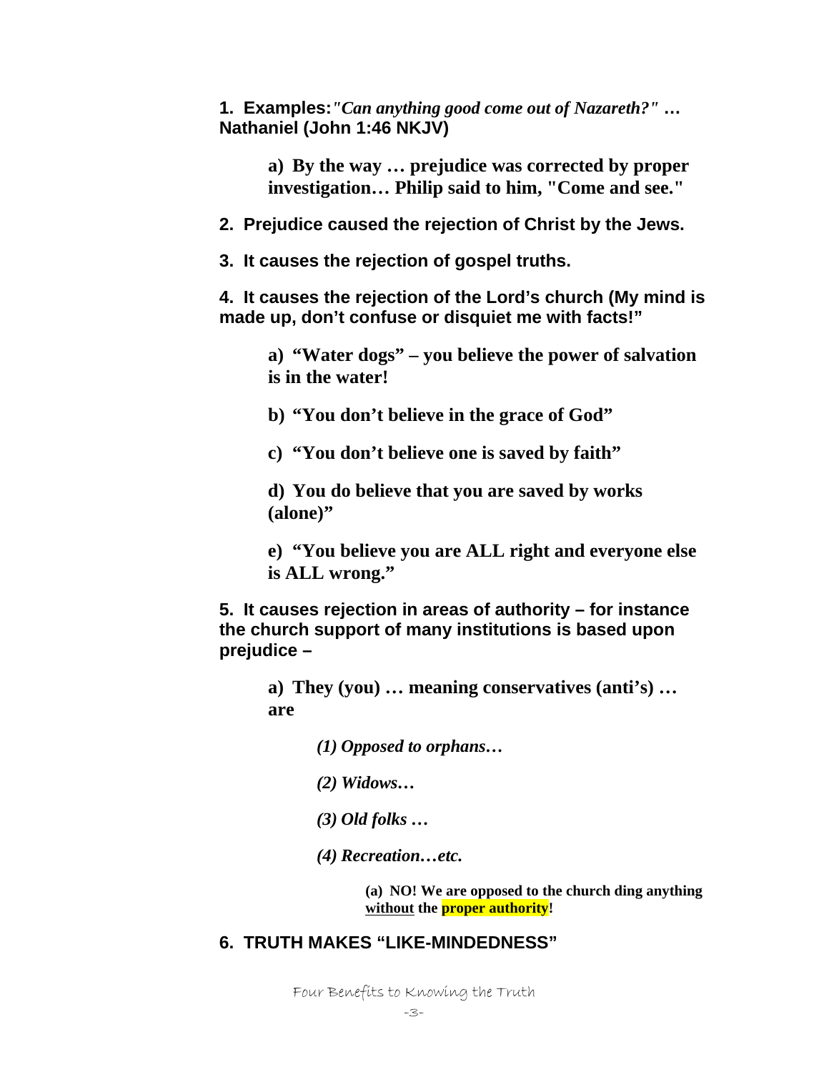**1. Examples:** ***"Can anything good come out of Nazareth?"*** **… Nathaniel (John 1:46 NKJV)**

> **a) By the way … prejudice was corrected by proper investigation… Philip said to him, "Come and see."**

**2. Prejudice caused the rejection of Christ by the Jews.**

**3. It causes the rejection of gospel truths.**

**4. It causes the rejection of the Lord's church (My mind is made up, don't confuse or disquiet me with facts!"**

> **a) "Water dogs" – you believe the power of salvation is in the water!**
>
> **b) "You don't believe in the grace of God"**
>
> **c) "You don't believe one is saved by faith"**
>
> **d) You do believe that you are saved by works (alone)"**
>
> **e) "You believe you are ALL right and everyone else is ALL wrong."**

**5. It causes rejection in areas of authority – for instance the church support of many institutions is based upon prejudice –**

> **a) They (you) … meaning conservatives (anti's) … are**
>
> > ***(1) Opposed to orphans…***
> >
> > ***(2) Widows…***
> >
> > ***(3) Old folks …***
> >
> > ***(4) Recreation…etc.***
> >
> > > **(a) NO! We are opposed to the church ding anything <u>without</u> the proper authority!**

**6. TRUTH MAKES "LIKE-MINDEDNESS"**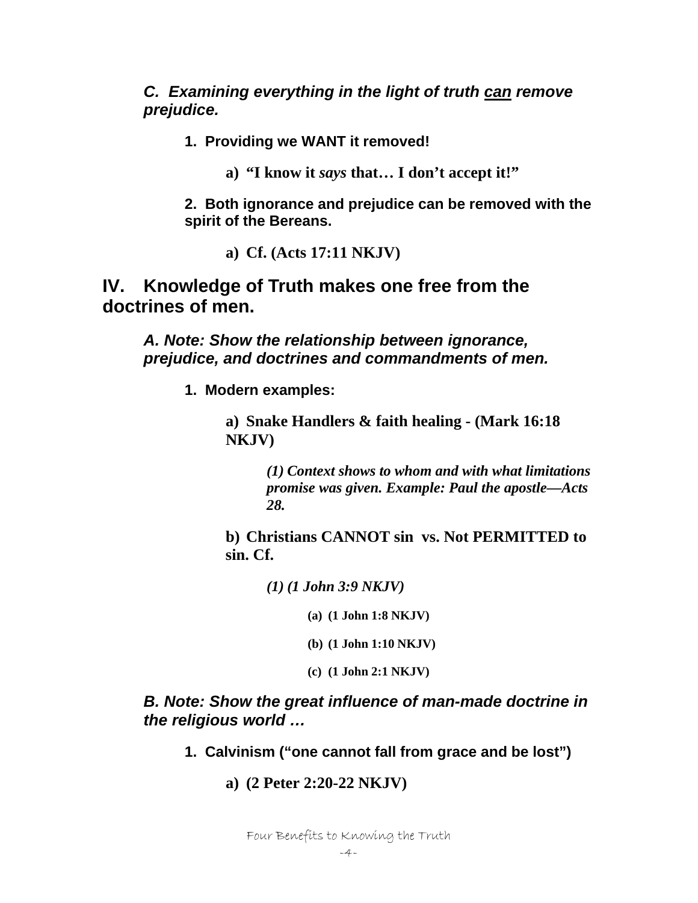*C. Examining everything in the light of truth <u>can</u> remove prejudice.*

**1. Providing we WANT it removed!**

**a) "I know it *says* that… I don't accept it!"**

**2. Both ignorance and prejudice can be removed with the spirit of the Bereans.**

**a) Cf. (Acts 17:11 NKJV)**

## IV. Knowledge of Truth makes one free from the doctrines of men.

***A. Note: Show the relationship between ignorance, prejudice, and doctrines and commandments of men.***

**1. Modern examples:**

**a) Snake Handlers & faith healing - (Mark 16:18 NKJV)**

***(1) Context shows to whom and with what limitations promise was given. Example: Paul the apostle—Acts 28.***

**b) Christians CANNOT sin vs. Not PERMITTED to sin. Cf.**

***(1) (1 John 3:9 NKJV)***

**(a) (1 John 1:8 NKJV)**

**(b) (1 John 1:10 NKJV)**

**(c) (1 John 2:1 NKJV)**

***B. Note: Show the great influence of man-made doctrine in the religious world …***

**1. Calvinism ("one cannot fall from grace and be lost")**

**a) (2 Peter 2:20-22 NKJV)**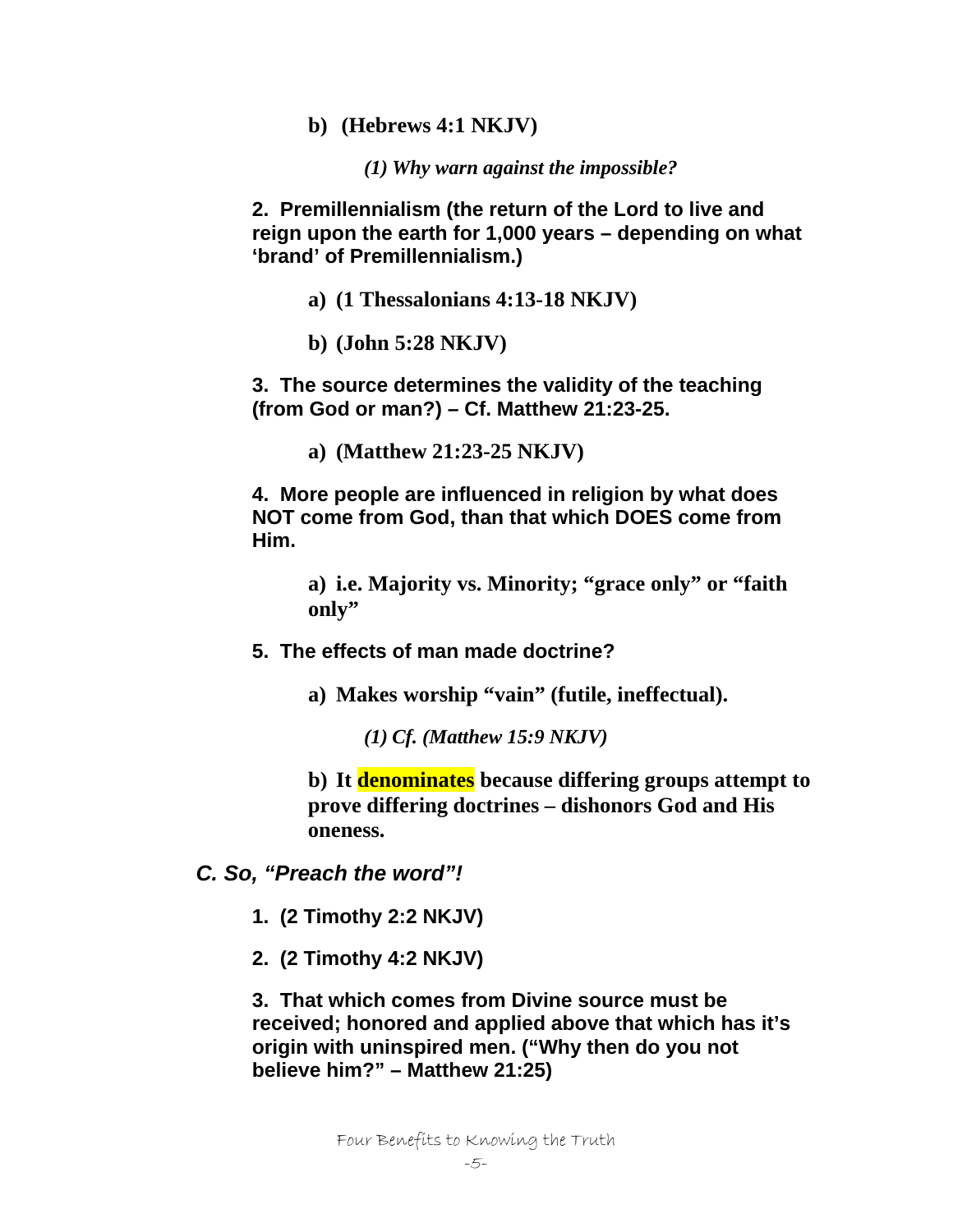**b) (Hebrews 4:1 NKJV)**

***(1) Why warn against the impossible?***

**2. Premillennialism (the return of the Lord to live and reign upon the earth for 1,000 years – depending on what 'brand' of Premillennialism.)**

**a) (1 Thessalonians 4:13-18 NKJV)**

**b) (John 5:28 NKJV)**

**3. The source determines the validity of the teaching (from God or man?) – Cf. Matthew 21:23-25.**

**a) (Matthew 21:23-25 NKJV)**

**4. More people are influenced in religion by what does NOT come from God, than that which DOES come from Him.**

**a) i.e. Majority vs. Minority; "grace only" or "faith only"**

**5. The effects of man made doctrine?**

**a) Makes worship "vain" (futile, ineffectual).**

***(1) Cf. (Matthew 15:9 NKJV)***

**b) It denominates because differing groups attempt to prove differing doctrines – dishonors God and His oneness.**

***C. So, "Preach the word"!***

**1. (2 Timothy 2:2 NKJV)**

**2. (2 Timothy 4:2 NKJV)**

**3. That which comes from Divine source must be received; honored and applied above that which has it's origin with uninspired men. ("Why then do you not believe him?" – Matthew 21:25)**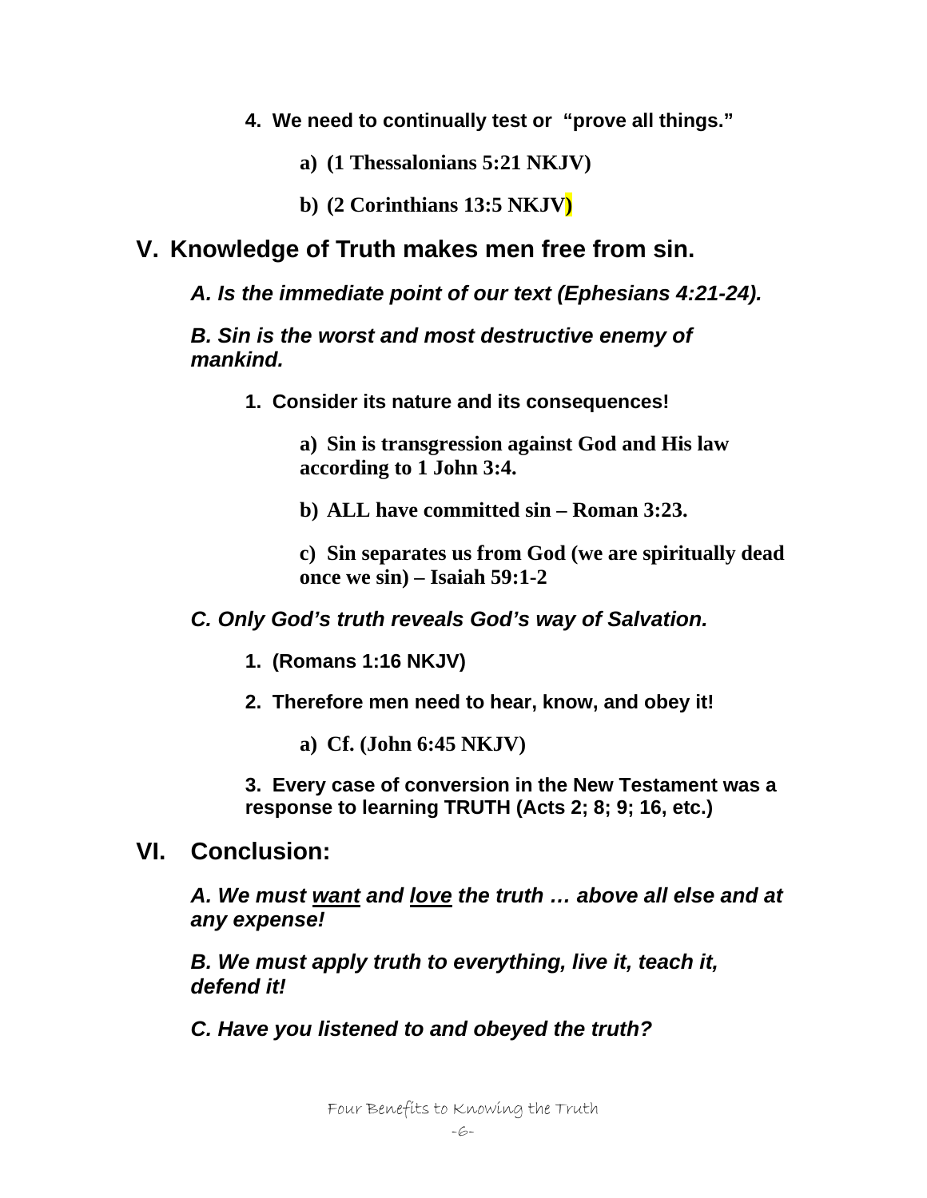**4. We need to continually test or "prove all things."**

**a) (1 Thessalonians 5:21 NKJV)**

**b) (2 Corinthians 13:5 NKJV)**

## V. Knowledge of Truth makes men free from sin.

***A. Is the immediate point of our text (Ephesians 4:21-24).***

***B. Sin is the worst and most destructive enemy of mankind.***

**1. Consider its nature and its consequences!**

**a) Sin is transgression against God and His law according to 1 John 3:4.**

**b) ALL have committed sin – Roman 3:23.**

**c) Sin separates us from God (we are spiritually dead once we sin) – Isaiah 59:1-2**

***C. Only God's truth reveals God's way of Salvation.***

**1. (Romans 1:16 NKJV)**

**2. Therefore men need to hear, know, and obey it!**

**a) Cf. (John 6:45 NKJV)**

**3. Every case of conversion in the New Testament was a response to learning TRUTH (Acts 2; 8; 9; 16, etc.)**

## VI. Conclusion:

***A. We must <u>want</u> and <u>love</u> the truth … above all else and at any expense!***

***B. We must apply truth to everything, live it, teach it, defend it!***

***C. Have you listened to and obeyed the truth?***